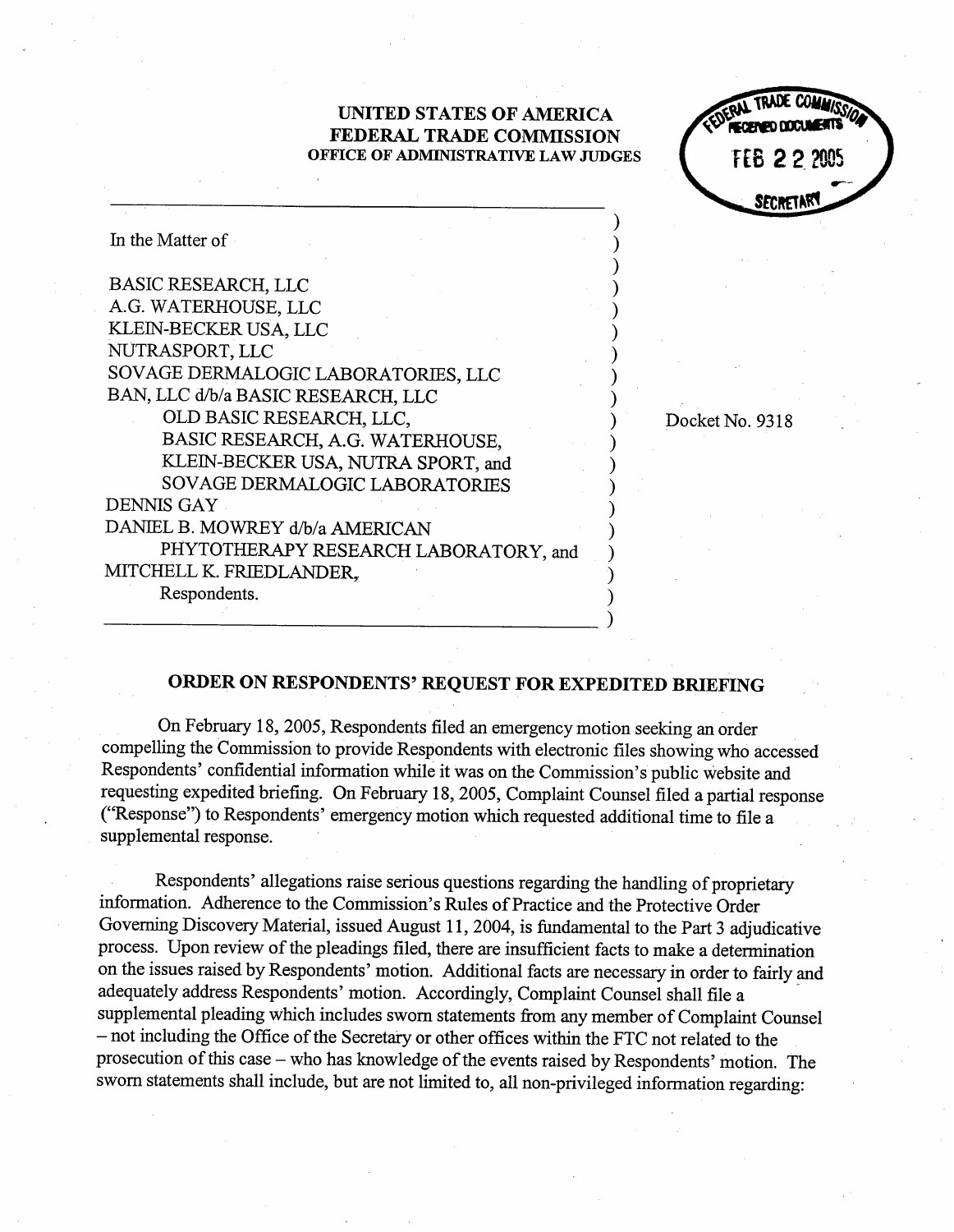**UNITED STATES OF AMERICA**
**FEDERAL TRADE COMMISSION**
**OFFICE OF ADMINISTRATIVE LAW JUDGES**

FEDERAL TRADE COMMISSION RECEIVED DOCUMENTS FEB 22 2005 SECRETARY

In the Matter of

BASIC RESEARCH, LLC
A.G. WATERHOUSE, LLC
KLEIN-BECKER USA, LLC
NUTRASPORT, LLC
SOVAGE DERMALOGIC LABORATORIES, LLC
BAN, LLC d/b/a BASIC RESEARCH, LLC
OLD BASIC RESEARCH, LLC,
BASIC RESEARCH, A.G. WATERHOUSE,
KLEIN-BECKER USA, NUTRA SPORT, and
SOVAGE DERMALOGIC LABORATORIES
DENNIS GAY
DANIEL B. MOWREY d/b/a AMERICAN
PHYTOTHERAPY RESEARCH LABORATORY, and
MITCHELL K. FRIEDLANDER,
Respondents.

Docket No. 9318

## ORDER ON RESPONDENTS' REQUEST FOR EXPEDITED BRIEFING

On February 18, 2005, Respondents filed an emergency motion seeking an order compelling the Commission to provide Respondents with electronic files showing who accessed Respondents' confidential information while it was on the Commission's public website and requesting expedited briefing. On February 18, 2005, Complaint Counsel filed a partial response ("Response") to Respondents' emergency motion which requested additional time to file a supplemental response.

Respondents' allegations raise serious questions regarding the handling of proprietary information. Adherence to the Commission's Rules of Practice and the Protective Order Governing Discovery Material, issued August 11, 2004, is fundamental to the Part 3 adjudicative process. Upon review of the pleadings filed, there are insufficient facts to make a determination on the issues raised by Respondents' motion. Additional facts are necessary in order to fairly and adequately address Respondents' motion. Accordingly, Complaint Counsel shall file a supplemental pleading which includes sworn statements from any member of Complaint Counsel – not including the Office of the Secretary or other offices within the FTC not related to the prosecution of this case – who has knowledge of the events raised by Respondents' motion. The sworn statements shall include, but are not limited to, all non-privileged information regarding: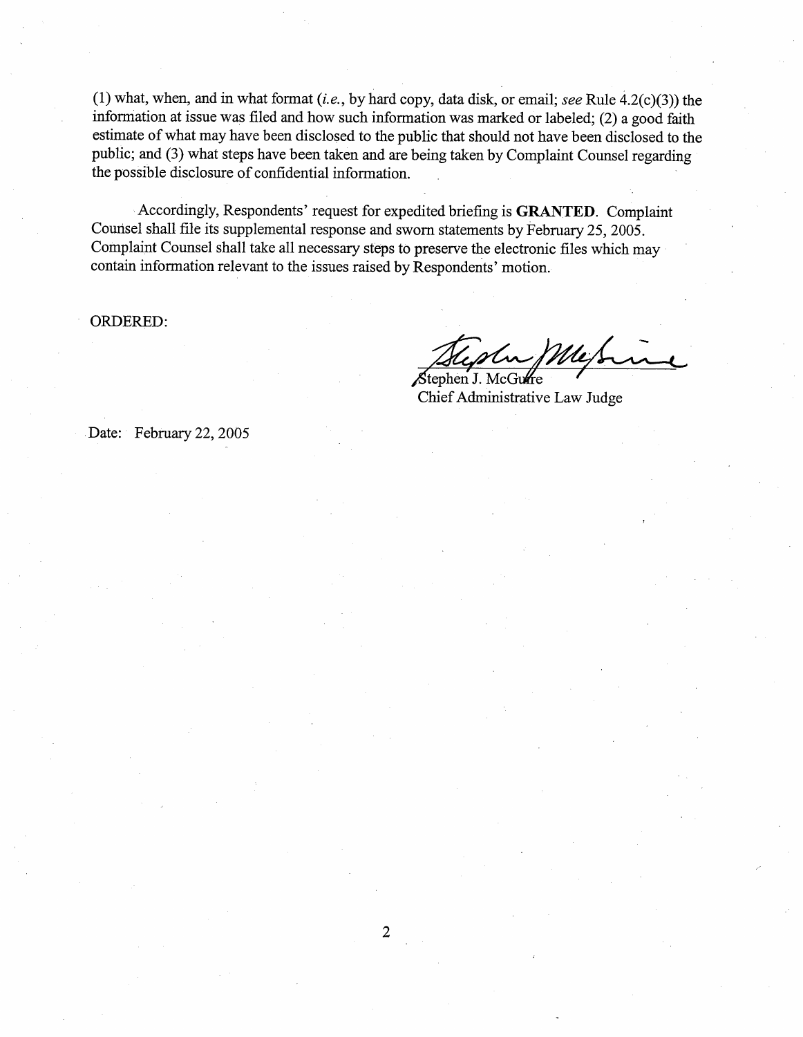(1) what, when, and in what format (*i.e.*, by hard copy, data disk, or email; *see* Rule 4.2(c)(3)) the information at issue was filed and how such information was marked or labeled; (2) a good faith estimate of what may have been disclosed to the public that should not have been disclosed to the public; and (3) what steps have been taken and are being taken by Complaint Counsel regarding the possible disclosure of confidential information.

Accordingly, Respondents' request for expedited briefing is **GRANTED**. Complaint Counsel shall file its supplemental response and sworn statements by February 25, 2005. Complaint Counsel shall take all necessary steps to preserve the electronic files which may contain information relevant to the issues raised by Respondents' motion.

ORDERED:

Stephen J. McGuire
Chief Administrative Law Judge

Date: February 22, 2005